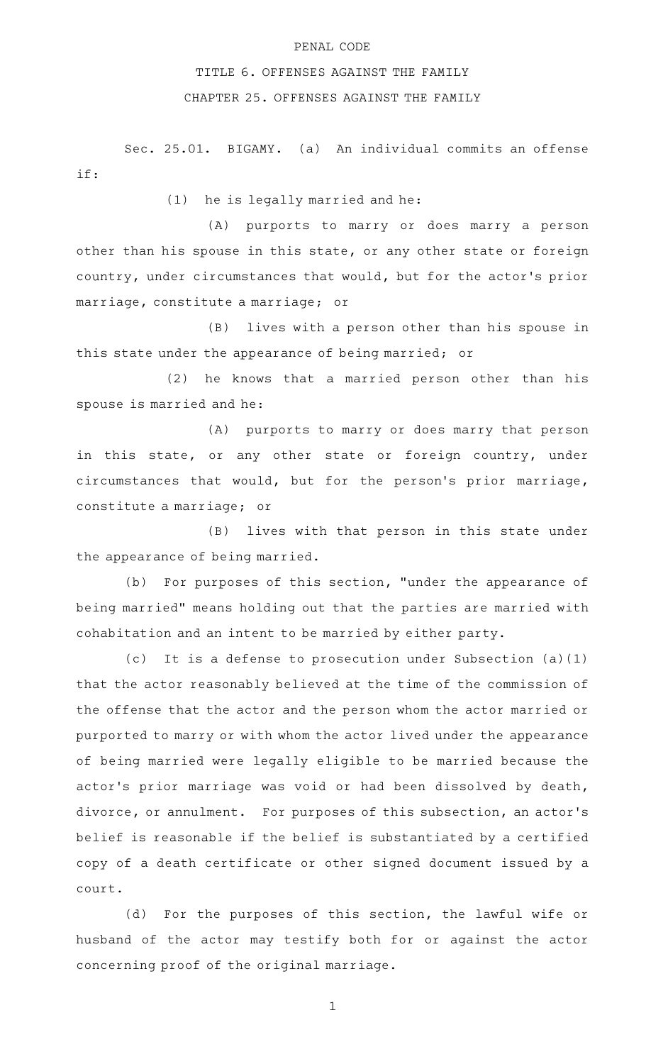PENAL CODE

TITLE 6. OFFENSES AGAINST THE FAMILY

CHAPTER 25. OFFENSES AGAINST THE FAMILY

Sec. 25.01. BIGAMY. (a) An individual commits an offense if:

(1) he is legally married and he:

(A) purports to marry or does marry a person other than his spouse in this state, or any other state or foreign country, under circumstances that would, but for the actor's prior marriage, constitute a marriage; or

(B) lives with a person other than his spouse in this state under the appearance of being married; or

(2) he knows that a married person other than his spouse is married and he:

(A) purports to marry or does marry that person in this state, or any other state or foreign country, under circumstances that would, but for the person's prior marriage, constitute a marriage; or

(B) lives with that person in this state under the appearance of being married.

(b) For purposes of this section, "under the appearance of being married" means holding out that the parties are married with cohabitation and an intent to be married by either party.

(c) It is a defense to prosecution under Subsection (a)(1) that the actor reasonably believed at the time of the commission of the offense that the actor and the person whom the actor married or purported to marry or with whom the actor lived under the appearance of being married were legally eligible to be married because the actor's prior marriage was void or had been dissolved by death, divorce, or annulment. For purposes of this subsection, an actor's belief is reasonable if the belief is substantiated by a certified copy of a death certificate or other signed document issued by a court.

(d) For the purposes of this section, the lawful wife or husband of the actor may testify both for or against the actor concerning proof of the original marriage.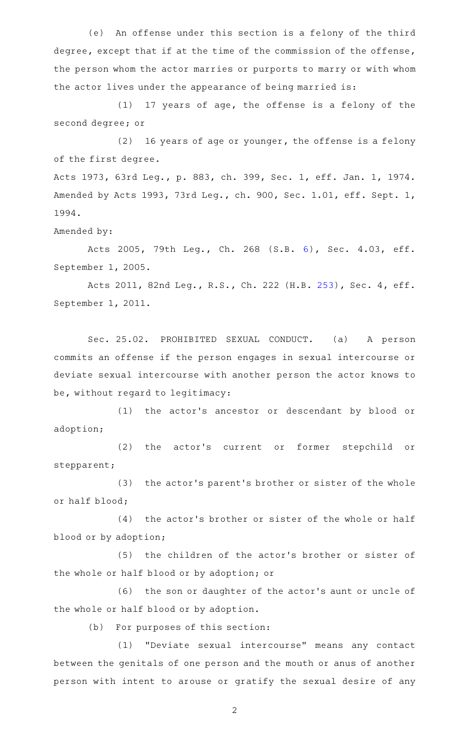(e) An offense under this section is a felony of the third degree, except that if at the time of the commission of the offense, the person whom the actor marries or purports to marry or with whom the actor lives under the appearance of being married is:

(1) 17 years of age, the offense is a felony of the second degree; or

(2) 16 years of age or younger, the offense is a felony of the first degree.

Acts 1973, 63rd Leg., p. 883, ch. 399, Sec. 1, eff. Jan. 1, 1974. Amended by Acts 1993, 73rd Leg., ch. 900, Sec. 1.01, eff. Sept. 1, 1994.

Amended by:

Acts 2005, 79th Leg., Ch. 268 (S.B. 6), Sec. 4.03, eff. September 1, 2005.

Acts 2011, 82nd Leg., R.S., Ch. 222 (H.B. 253), Sec. 4, eff. September 1, 2011.

Sec. 25.02. PROHIBITED SEXUAL CONDUCT. (a) A person commits an offense if the person engages in sexual intercourse or deviate sexual intercourse with another person the actor knows to be, without regard to legitimacy:

(1) the actor's ancestor or descendant by blood or adoption;

(2) the actor's current or former stepchild or stepparent;

(3) the actor's parent's brother or sister of the whole or half blood;

(4) the actor's brother or sister of the whole or half blood or by adoption;

(5) the children of the actor's brother or sister of the whole or half blood or by adoption; or

(6) the son or daughter of the actor's aunt or uncle of the whole or half blood or by adoption.

(b) For purposes of this section:

(1) "Deviate sexual intercourse" means any contact between the genitals of one person and the mouth or anus of another person with intent to arouse or gratify the sexual desire of any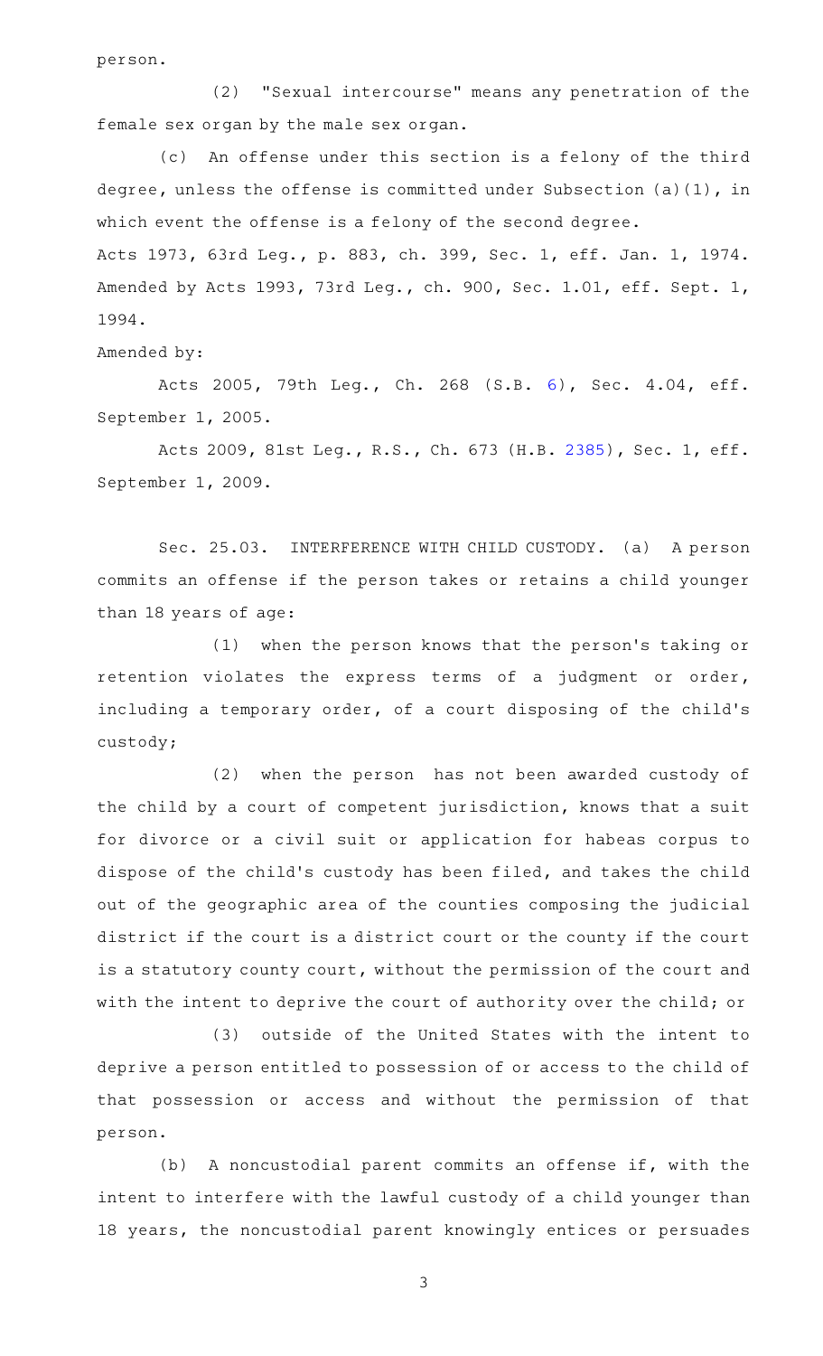person.

(2) "Sexual intercourse" means any penetration of the female sex organ by the male sex organ.

(c) An offense under this section is a felony of the third degree, unless the offense is committed under Subsection (a)(1), in which event the offense is a felony of the second degree.

Acts 1973, 63rd Leg., p. 883, ch. 399, Sec. 1, eff. Jan. 1, 1974. Amended by Acts 1993, 73rd Leg., ch. 900, Sec. 1.01, eff. Sept. 1, 1994.

Amended by:

Acts 2005, 79th Leg., Ch. 268 (S.B. 6), Sec. 4.04, eff. September 1, 2005.

Acts 2009, 81st Leg., R.S., Ch. 673 (H.B. 2385), Sec. 1, eff. September 1, 2009.

Sec. 25.03. INTERFERENCE WITH CHILD CUSTODY. (a) A person commits an offense if the person takes or retains a child younger than 18 years of age:

(1) when the person knows that the person's taking or retention violates the express terms of a judgment or order, including a temporary order, of a court disposing of the child's custody;

(2) when the person has not been awarded custody of the child by a court of competent jurisdiction, knows that a suit for divorce or a civil suit or application for habeas corpus to dispose of the child's custody has been filed, and takes the child out of the geographic area of the counties composing the judicial district if the court is a district court or the county if the court is a statutory county court, without the permission of the court and with the intent to deprive the court of authority over the child; or

(3) outside of the United States with the intent to deprive a person entitled to possession of or access to the child of that possession or access and without the permission of that person.

(b) A noncustodial parent commits an offense if, with the intent to interfere with the lawful custody of a child younger than 18 years, the noncustodial parent knowingly entices or persuades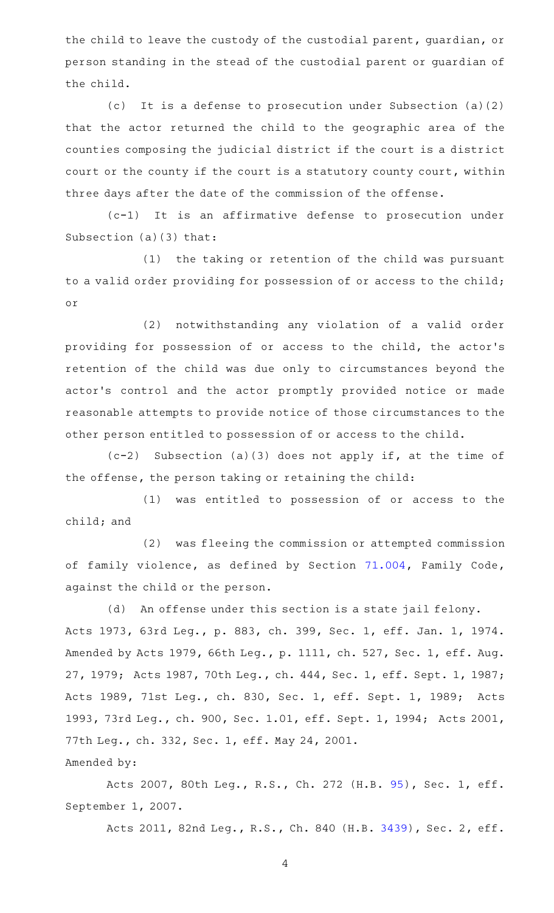the child to leave the custody of the custodial parent, guardian, or person standing in the stead of the custodial parent or guardian of the child.

(c) It is a defense to prosecution under Subsection (a)(2) that the actor returned the child to the geographic area of the counties composing the judicial district if the court is a district court or the county if the court is a statutory county court, within three days after the date of the commission of the offense.

(c-1) It is an affirmative defense to prosecution under Subsection (a)(3) that:

(1) the taking or retention of the child was pursuant to a valid order providing for possession of or access to the child; or

(2) notwithstanding any violation of a valid order providing for possession of or access to the child, the actor's retention of the child was due only to circumstances beyond the actor's control and the actor promptly provided notice or made reasonable attempts to provide notice of those circumstances to the other person entitled to possession of or access to the child.

(c-2) Subsection (a)(3) does not apply if, at the time of the offense, the person taking or retaining the child:

(1) was entitled to possession of or access to the child; and

(2) was fleeing the commission or attempted commission of family violence, as defined by Section 71.004, Family Code, against the child or the person.

(d) An offense under this section is a state jail felony.

Acts 1973, 63rd Leg., p. 883, ch. 399, Sec. 1, eff. Jan. 1, 1974. Amended by Acts 1979, 66th Leg., p. 1111, ch. 527, Sec. 1, eff. Aug. 27, 1979; Acts 1987, 70th Leg., ch. 444, Sec. 1, eff. Sept. 1, 1987; Acts 1989, 71st Leg., ch. 830, Sec. 1, eff. Sept. 1, 1989; Acts 1993, 73rd Leg., ch. 900, Sec. 1.01, eff. Sept. 1, 1994; Acts 2001, 77th Leg., ch. 332, Sec. 1, eff. May 24, 2001.

Amended by:

Acts 2007, 80th Leg., R.S., Ch. 272 (H.B. 95), Sec. 1, eff. September 1, 2007.

Acts 2011, 82nd Leg., R.S., Ch. 840 (H.B. 3439), Sec. 2, eff.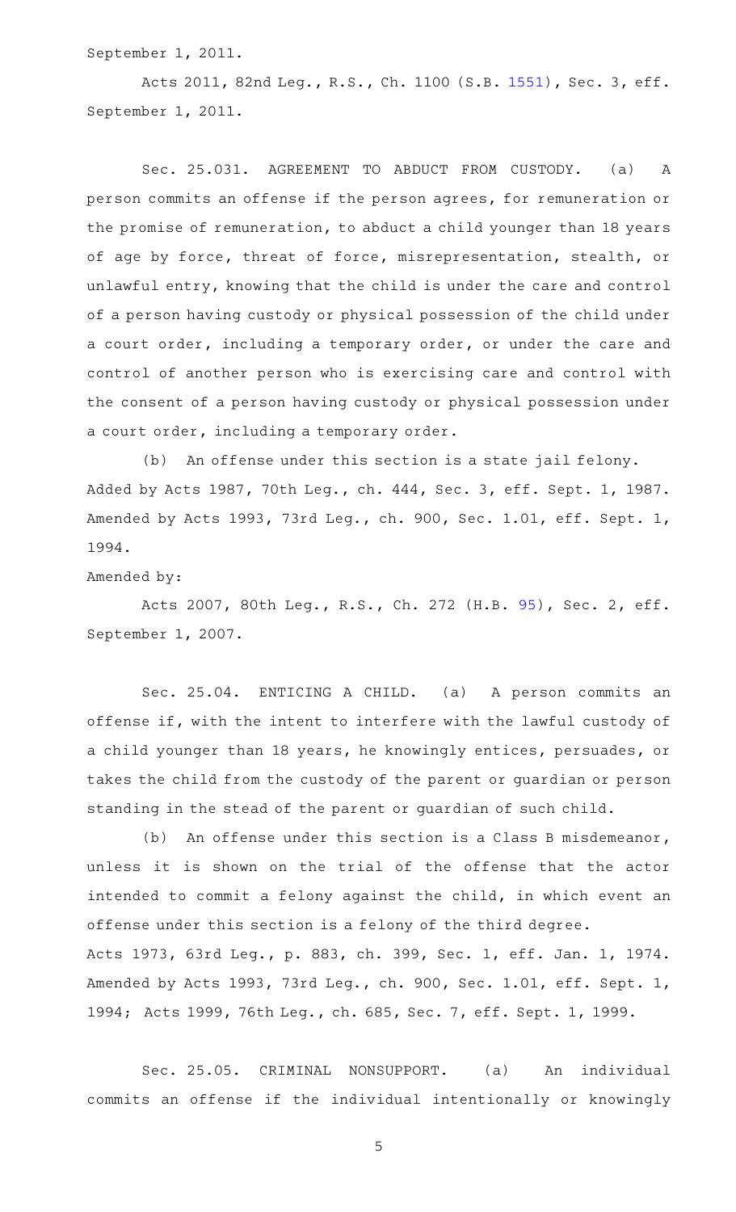September 1, 2011.

Acts 2011, 82nd Leg., R.S., Ch. 1100 (S.B. 1551), Sec. 3, eff. September 1, 2011.

Sec. 25.031. AGREEMENT TO ABDUCT FROM CUSTODY. (a) A person commits an offense if the person agrees, for remuneration or the promise of remuneration, to abduct a child younger than 18 years of age by force, threat of force, misrepresentation, stealth, or unlawful entry, knowing that the child is under the care and control of a person having custody or physical possession of the child under a court order, including a temporary order, or under the care and control of another person who is exercising care and control with the consent of a person having custody or physical possession under a court order, including a temporary order.

(b) An offense under this section is a state jail felony.

Added by Acts 1987, 70th Leg., ch. 444, Sec. 3, eff. Sept. 1, 1987. Amended by Acts 1993, 73rd Leg., ch. 900, Sec. 1.01, eff. Sept. 1, 1994.

Amended by:

Acts 2007, 80th Leg., R.S., Ch. 272 (H.B. 95), Sec. 2, eff. September 1, 2007.

Sec. 25.04. ENTICING A CHILD. (a) A person commits an offense if, with the intent to interfere with the lawful custody of a child younger than 18 years, he knowingly entices, persuades, or takes the child from the custody of the parent or guardian or person standing in the stead of the parent or guardian of such child.

(b) An offense under this section is a Class B misdemeanor, unless it is shown on the trial of the offense that the actor intended to commit a felony against the child, in which event an offense under this section is a felony of the third degree.

Acts 1973, 63rd Leg., p. 883, ch. 399, Sec. 1, eff. Jan. 1, 1974. Amended by Acts 1993, 73rd Leg., ch. 900, Sec. 1.01, eff. Sept. 1, 1994; Acts 1999, 76th Leg., ch. 685, Sec. 7, eff. Sept. 1, 1999.

Sec. 25.05. CRIMINAL NONSUPPORT. (a) An individual commits an offense if the individual intentionally or knowingly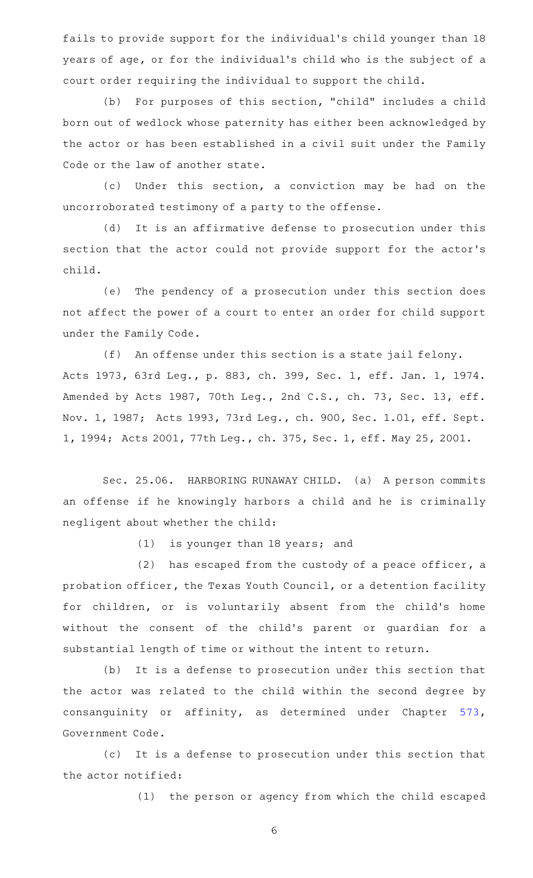fails to provide support for the individual's child younger than 18 years of age, or for the individual's child who is the subject of a court order requiring the individual to support the child.

(b) For purposes of this section, "child" includes a child born out of wedlock whose paternity has either been acknowledged by the actor or has been established in a civil suit under the Family Code or the law of another state.

(c) Under this section, a conviction may be had on the uncorroborated testimony of a party to the offense.

(d) It is an affirmative defense to prosecution under this section that the actor could not provide support for the actor's child.

(e) The pendency of a prosecution under this section does not affect the power of a court to enter an order for child support under the Family Code.

(f) An offense under this section is a state jail felony.

Acts 1973, 63rd Leg., p. 883, ch. 399, Sec. 1, eff. Jan. 1, 1974. Amended by Acts 1987, 70th Leg., 2nd C.S., ch. 73, Sec. 13, eff. Nov. 1, 1987; Acts 1993, 73rd Leg., ch. 900, Sec. 1.01, eff. Sept. 1, 1994; Acts 2001, 77th Leg., ch. 375, Sec. 1, eff. May 25, 2001.

Sec. 25.06. HARBORING RUNAWAY CHILD. (a) A person commits an offense if he knowingly harbors a child and he is criminally negligent about whether the child:

(1) is younger than 18 years; and

(2) has escaped from the custody of a peace officer, a probation officer, the Texas Youth Council, or a detention facility for children, or is voluntarily absent from the child's home without the consent of the child's parent or guardian for a substantial length of time or without the intent to return.

(b) It is a defense to prosecution under this section that the actor was related to the child within the second degree by consanguinity or affinity, as determined under Chapter 573, Government Code.

(c) It is a defense to prosecution under this section that the actor notified:

(1) the person or agency from which the child escaped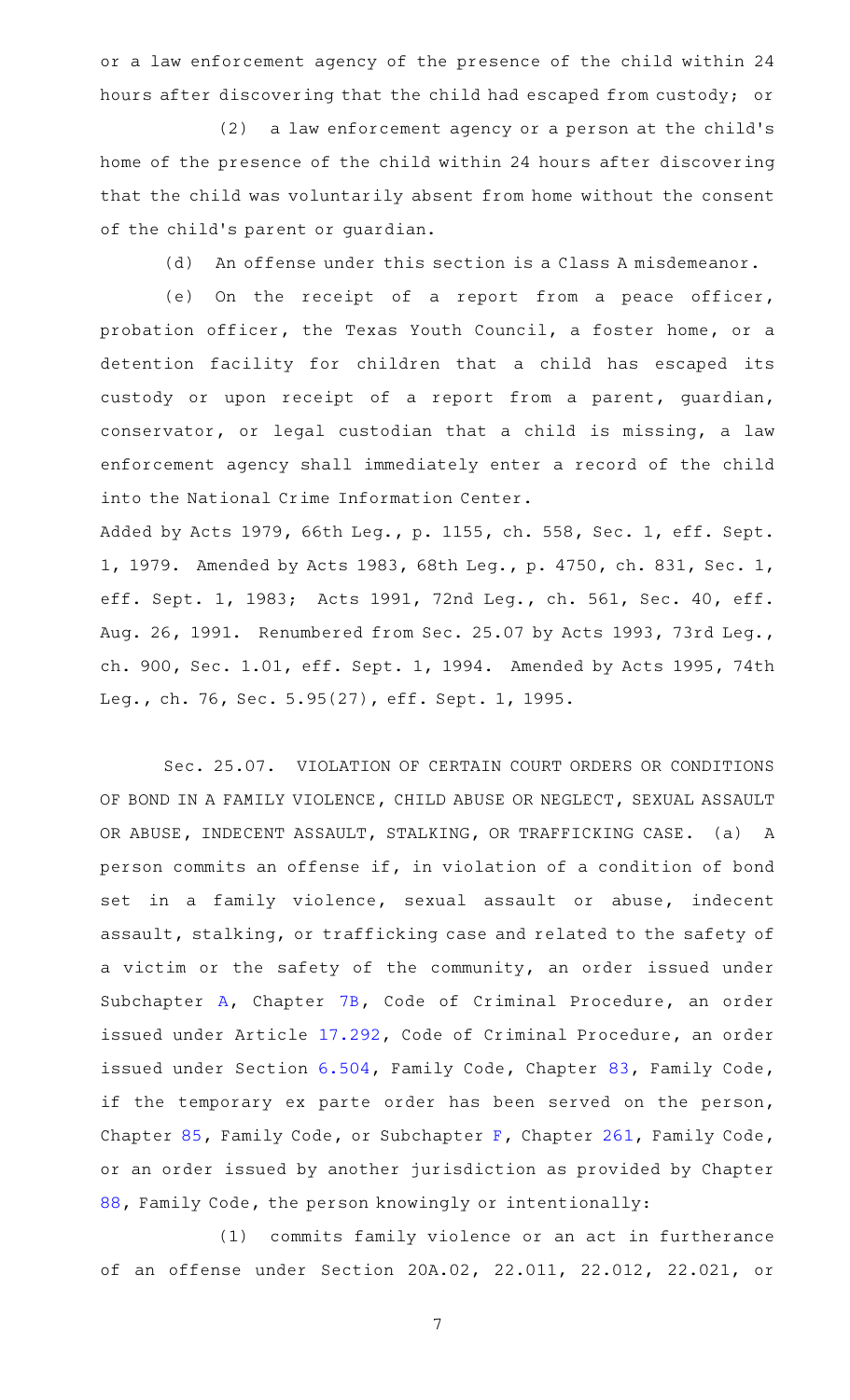or a law enforcement agency of the presence of the child within 24 hours after discovering that the child had escaped from custody; or

(2) a law enforcement agency or a person at the child's home of the presence of the child within 24 hours after discovering that the child was voluntarily absent from home without the consent of the child's parent or guardian.

(d) An offense under this section is a Class A misdemeanor.

(e) On the receipt of a report from a peace officer, probation officer, the Texas Youth Council, a foster home, or a detention facility for children that a child has escaped its custody or upon receipt of a report from a parent, guardian, conservator, or legal custodian that a child is missing, a law enforcement agency shall immediately enter a record of the child into the National Crime Information Center.

Added by Acts 1979, 66th Leg., p. 1155, ch. 558, Sec. 1, eff. Sept. 1, 1979. Amended by Acts 1983, 68th Leg., p. 4750, ch. 831, Sec. 1, eff. Sept. 1, 1983; Acts 1991, 72nd Leg., ch. 561, Sec. 40, eff. Aug. 26, 1991. Renumbered from Sec. 25.07 by Acts 1993, 73rd Leg., ch. 900, Sec. 1.01, eff. Sept. 1, 1994. Amended by Acts 1995, 74th Leg., ch. 76, Sec. 5.95(27), eff. Sept. 1, 1995.

Sec. 25.07. VIOLATION OF CERTAIN COURT ORDERS OR CONDITIONS OF BOND IN A FAMILY VIOLENCE, CHILD ABUSE OR NEGLECT, SEXUAL ASSAULT OR ABUSE, INDECENT ASSAULT, STALKING, OR TRAFFICKING CASE. (a) A person commits an offense if, in violation of a condition of bond set in a family violence, sexual assault or abuse, indecent assault, stalking, or trafficking case and related to the safety of a victim or the safety of the community, an order issued under Subchapter A, Chapter 7B, Code of Criminal Procedure, an order issued under Article 17.292, Code of Criminal Procedure, an order issued under Section 6.504, Family Code, Chapter 83, Family Code, if the temporary ex parte order has been served on the person, Chapter 85, Family Code, or Subchapter F, Chapter 261, Family Code, or an order issued by another jurisdiction as provided by Chapter 88, Family Code, the person knowingly or intentionally:

(1) commits family violence or an act in furtherance of an offense under Section 20A.02, 22.011, 22.012, 22.021, or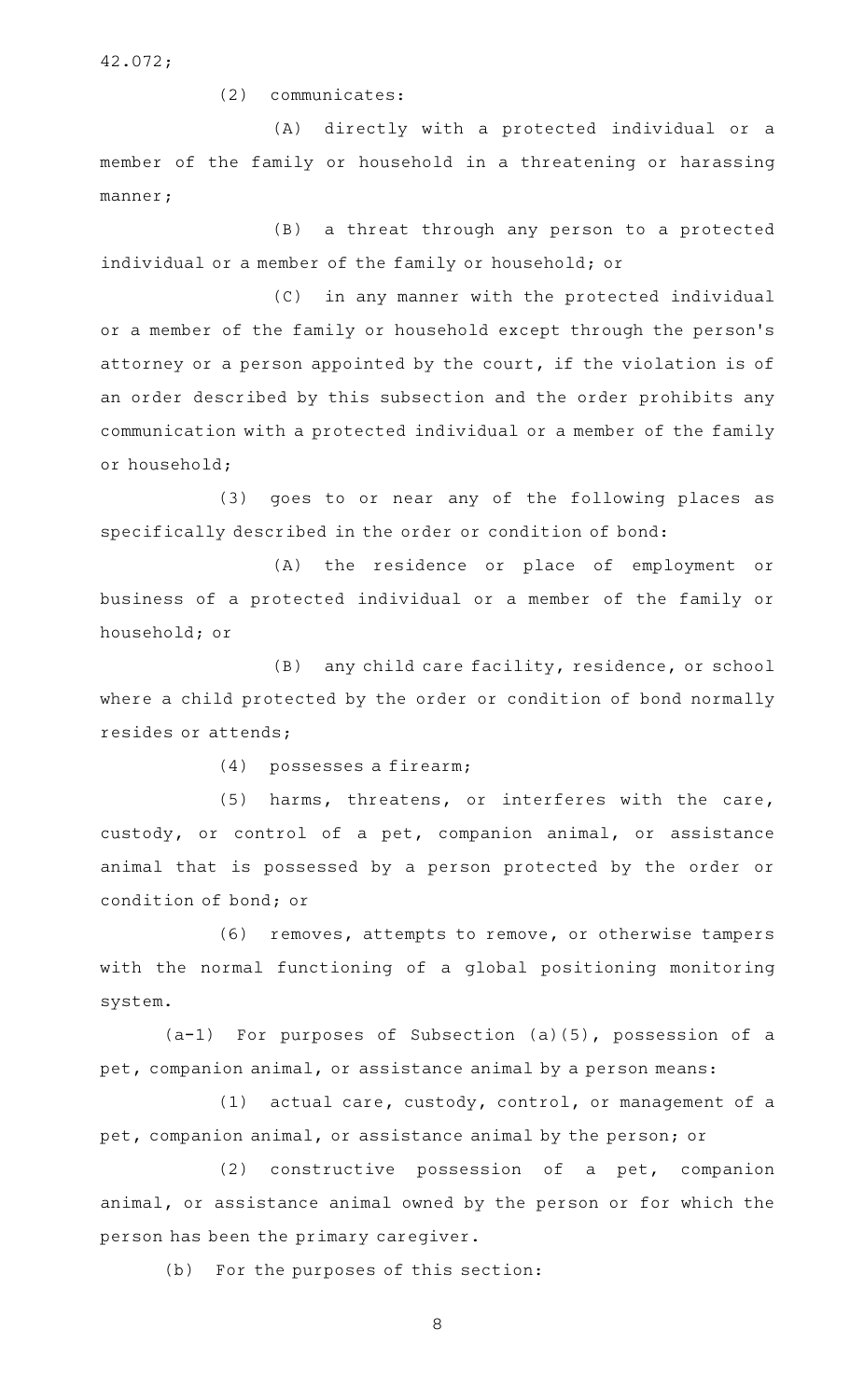42.072;

(2) communicates:

(A) directly with a protected individual or a member of the family or household in a threatening or harassing manner;

(B) a threat through any person to a protected individual or a member of the family or household; or

(C) in any manner with the protected individual or a member of the family or household except through the person's attorney or a person appointed by the court, if the violation is of an order described by this subsection and the order prohibits any communication with a protected individual or a member of the family or household;

(3) goes to or near any of the following places as specifically described in the order or condition of bond:

(A) the residence or place of employment or business of a protected individual or a member of the family or household; or

(B) any child care facility, residence, or school where a child protected by the order or condition of bond normally resides or attends;

(4) possesses a firearm;

(5) harms, threatens, or interferes with the care, custody, or control of a pet, companion animal, or assistance animal that is possessed by a person protected by the order or condition of bond; or

(6) removes, attempts to remove, or otherwise tampers with the normal functioning of a global positioning monitoring system.

(a-1) For purposes of Subsection (a)(5), possession of a pet, companion animal, or assistance animal by a person means:

(1) actual care, custody, control, or management of a pet, companion animal, or assistance animal by the person; or

(2) constructive possession of a pet, companion animal, or assistance animal owned by the person or for which the person has been the primary caregiver.

(b) For the purposes of this section: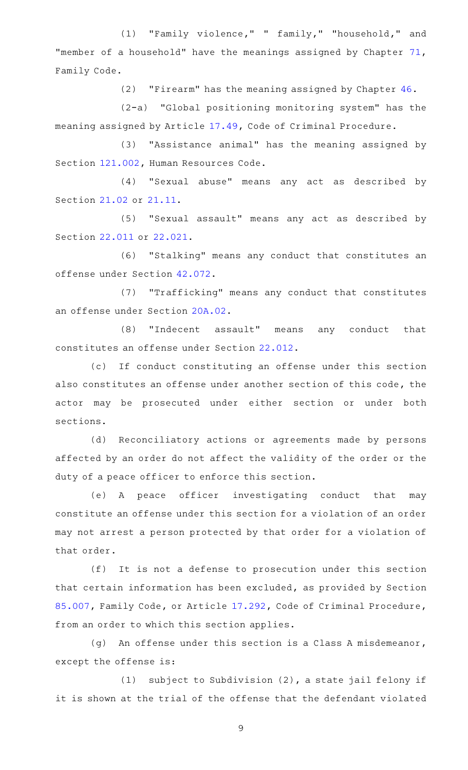(1) "Family violence," " family," "household," and "member of a household" have the meanings assigned by Chapter 71, Family Code.

(2) "Firearm" has the meaning assigned by Chapter 46.

(2-a) "Global positioning monitoring system" has the meaning assigned by Article 17.49, Code of Criminal Procedure.

(3) "Assistance animal" has the meaning assigned by Section 121.002, Human Resources Code.

(4) "Sexual abuse" means any act as described by Section 21.02 or 21.11.

(5) "Sexual assault" means any act as described by Section 22.011 or 22.021.

(6) "Stalking" means any conduct that constitutes an offense under Section 42.072.

(7) "Trafficking" means any conduct that constitutes an offense under Section 20A.02.

(8) "Indecent assault" means any conduct that constitutes an offense under Section 22.012.

(c) If conduct constituting an offense under this section also constitutes an offense under another section of this code, the actor may be prosecuted under either section or under both sections.

(d) Reconciliatory actions or agreements made by persons affected by an order do not affect the validity of the order or the duty of a peace officer to enforce this section.

(e) A peace officer investigating conduct that may constitute an offense under this section for a violation of an order may not arrest a person protected by that order for a violation of that order.

(f) It is not a defense to prosecution under this section that certain information has been excluded, as provided by Section 85.007, Family Code, or Article 17.292, Code of Criminal Procedure, from an order to which this section applies.

(g) An offense under this section is a Class A misdemeanor, except the offense is:

(1) subject to Subdivision (2), a state jail felony if it is shown at the trial of the offense that the defendant violated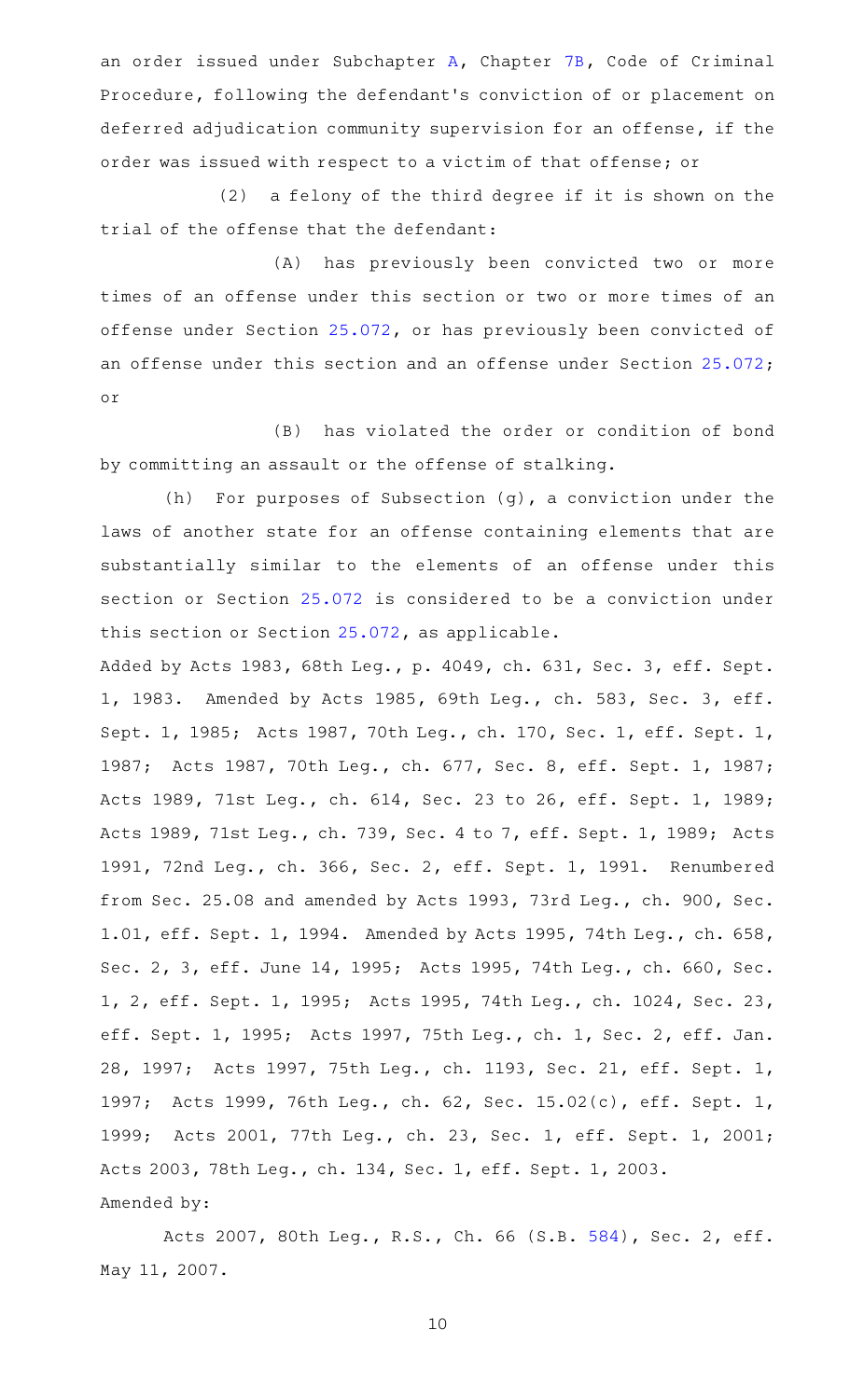an order issued under Subchapter A, Chapter 7B, Code of Criminal Procedure, following the defendant's conviction of or placement on deferred adjudication community supervision for an offense, if the order was issued with respect to a victim of that offense; or

(2) a felony of the third degree if it is shown on the trial of the offense that the defendant:

(A) has previously been convicted two or more times of an offense under this section or two or more times of an offense under Section 25.072, or has previously been convicted of an offense under this section and an offense under Section 25.072; or

(B) has violated the order or condition of bond by committing an assault or the offense of stalking.

(h) For purposes of Subsection (g), a conviction under the laws of another state for an offense containing elements that are substantially similar to the elements of an offense under this section or Section 25.072 is considered to be a conviction under this section or Section 25.072, as applicable.

Added by Acts 1983, 68th Leg., p. 4049, ch. 631, Sec. 3, eff. Sept. 1, 1983. Amended by Acts 1985, 69th Leg., ch. 583, Sec. 3, eff. Sept. 1, 1985; Acts 1987, 70th Leg., ch. 170, Sec. 1, eff. Sept. 1, 1987; Acts 1987, 70th Leg., ch. 677, Sec. 8, eff. Sept. 1, 1987; Acts 1989, 71st Leg., ch. 614, Sec. 23 to 26, eff. Sept. 1, 1989; Acts 1989, 71st Leg., ch. 739, Sec. 4 to 7, eff. Sept. 1, 1989; Acts 1991, 72nd Leg., ch. 366, Sec. 2, eff. Sept. 1, 1991. Renumbered from Sec. 25.08 and amended by Acts 1993, 73rd Leg., ch. 900, Sec. 1.01, eff. Sept. 1, 1994. Amended by Acts 1995, 74th Leg., ch. 658, Sec. 2, 3, eff. June 14, 1995; Acts 1995, 74th Leg., ch. 660, Sec. 1, 2, eff. Sept. 1, 1995; Acts 1995, 74th Leg., ch. 1024, Sec. 23, eff. Sept. 1, 1995; Acts 1997, 75th Leg., ch. 1, Sec. 2, eff. Jan. 28, 1997; Acts 1997, 75th Leg., ch. 1193, Sec. 21, eff. Sept. 1, 1997; Acts 1999, 76th Leg., ch. 62, Sec. 15.02(c), eff. Sept. 1, 1999; Acts 2001, 77th Leg., ch. 23, Sec. 1, eff. Sept. 1, 2001; Acts 2003, 78th Leg., ch. 134, Sec. 1, eff. Sept. 1, 2003.

Amended by:

Acts 2007, 80th Leg., R.S., Ch. 66 (S.B. 584), Sec. 2, eff. May 11, 2007.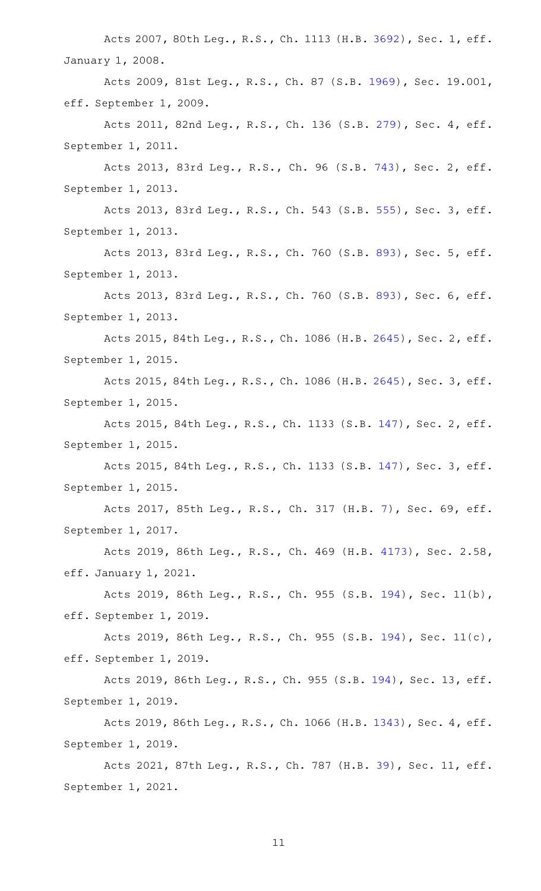Acts 2007, 80th Leg., R.S., Ch. 1113 (H.B. 3692), Sec. 1, eff. January 1, 2008.

Acts 2009, 81st Leg., R.S., Ch. 87 (S.B. 1969), Sec. 19.001, eff. September 1, 2009.

Acts 2011, 82nd Leg., R.S., Ch. 136 (S.B. 279), Sec. 4, eff. September 1, 2011.

Acts 2013, 83rd Leg., R.S., Ch. 96 (S.B. 743), Sec. 2, eff. September 1, 2013.

Acts 2013, 83rd Leg., R.S., Ch. 543 (S.B. 555), Sec. 3, eff. September 1, 2013.

Acts 2013, 83rd Leg., R.S., Ch. 760 (S.B. 893), Sec. 5, eff. September 1, 2013.

Acts 2013, 83rd Leg., R.S., Ch. 760 (S.B. 893), Sec. 6, eff. September 1, 2013.

Acts 2015, 84th Leg., R.S., Ch. 1086 (H.B. 2645), Sec. 2, eff. September 1, 2015.

Acts 2015, 84th Leg., R.S., Ch. 1086 (H.B. 2645), Sec. 3, eff. September 1, 2015.

Acts 2015, 84th Leg., R.S., Ch. 1133 (S.B. 147), Sec. 2, eff. September 1, 2015.

Acts 2015, 84th Leg., R.S., Ch. 1133 (S.B. 147), Sec. 3, eff. September 1, 2015.

Acts 2017, 85th Leg., R.S., Ch. 317 (H.B. 7), Sec. 69, eff. September 1, 2017.

Acts 2019, 86th Leg., R.S., Ch. 469 (H.B. 4173), Sec. 2.58, eff. January 1, 2021.

Acts 2019, 86th Leg., R.S., Ch. 955 (S.B. 194), Sec. 11(b), eff. September 1, 2019.

Acts 2019, 86th Leg., R.S., Ch. 955 (S.B. 194), Sec. 11(c), eff. September 1, 2019.

Acts 2019, 86th Leg., R.S., Ch. 955 (S.B. 194), Sec. 13, eff. September 1, 2019.

Acts 2019, 86th Leg., R.S., Ch. 1066 (H.B. 1343), Sec. 4, eff. September 1, 2019.

Acts 2021, 87th Leg., R.S., Ch. 787 (H.B. 39), Sec. 11, eff. September 1, 2021.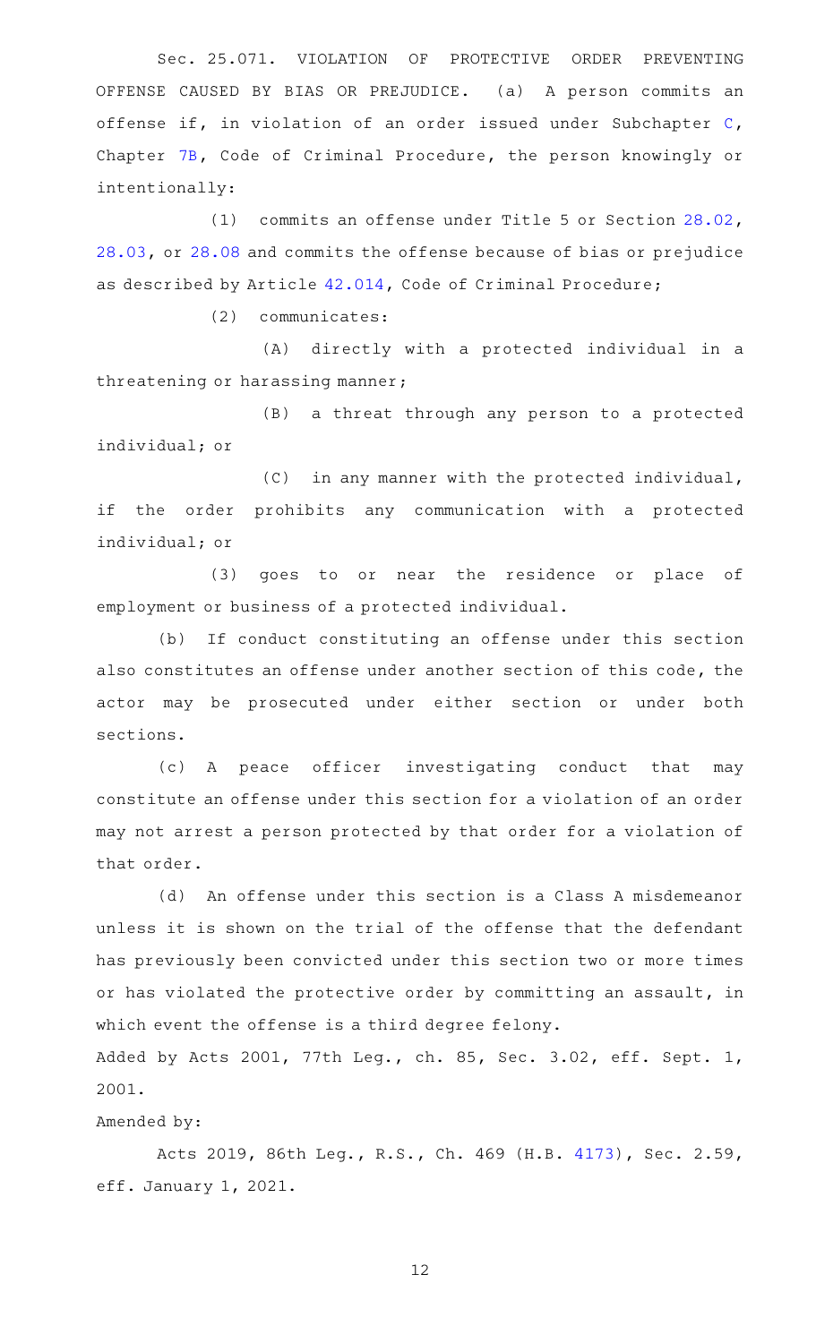Sec. 25.071. VIOLATION OF PROTECTIVE ORDER PREVENTING OFFENSE CAUSED BY BIAS OR PREJUDICE. (a) A person commits an offense if, in violation of an order issued under Subchapter C, Chapter 7B, Code of Criminal Procedure, the person knowingly or intentionally:

(1) commits an offense under Title 5 or Section 28.02, 28.03, or 28.08 and commits the offense because of bias or prejudice as described by Article 42.014, Code of Criminal Procedure;

(2) communicates:

(A) directly with a protected individual in a threatening or harassing manner;

(B) a threat through any person to a protected individual; or

(C) in any manner with the protected individual, if the order prohibits any communication with a protected individual; or

(3) goes to or near the residence or place of employment or business of a protected individual.

(b) If conduct constituting an offense under this section also constitutes an offense under another section of this code, the actor may be prosecuted under either section or under both sections.

(c) A peace officer investigating conduct that may constitute an offense under this section for a violation of an order may not arrest a person protected by that order for a violation of that order.

(d) An offense under this section is a Class A misdemeanor unless it is shown on the trial of the offense that the defendant has previously been convicted under this section two or more times or has violated the protective order by committing an assault, in which event the offense is a third degree felony.

Added by Acts 2001, 77th Leg., ch. 85, Sec. 3.02, eff. Sept. 1, 2001.

Amended by:

Acts 2019, 86th Leg., R.S., Ch. 469 (H.B. 4173), Sec. 2.59, eff. January 1, 2021.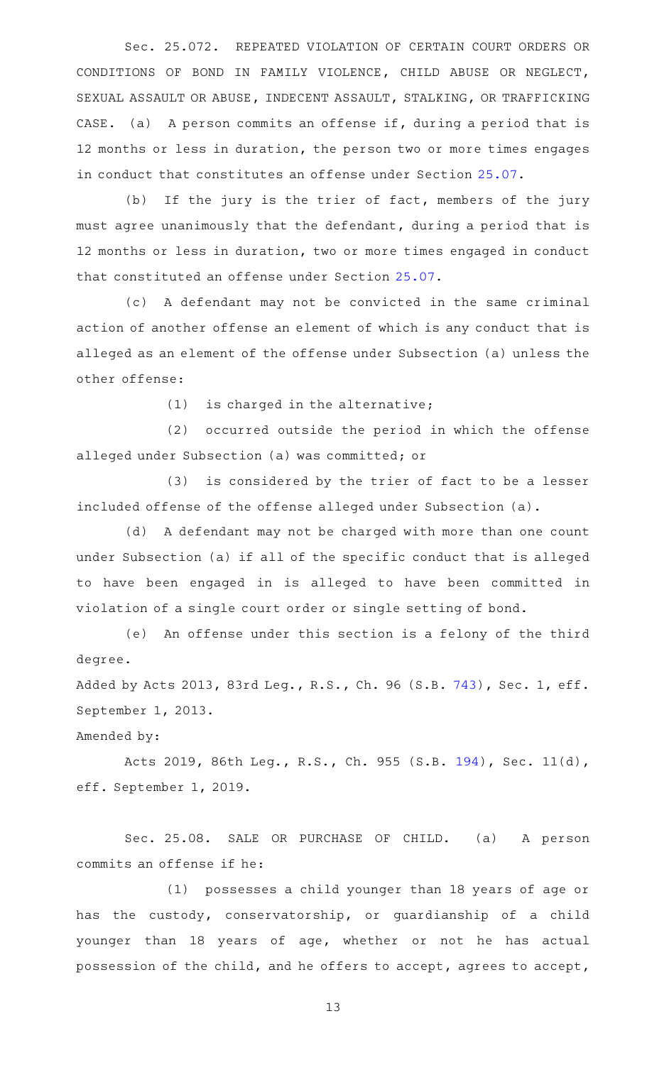Sec. 25.072. REPEATED VIOLATION OF CERTAIN COURT ORDERS OR CONDITIONS OF BOND IN FAMILY VIOLENCE, CHILD ABUSE OR NEGLECT, SEXUAL ASSAULT OR ABUSE, INDECENT ASSAULT, STALKING, OR TRAFFICKING CASE. (a) A person commits an offense if, during a period that is 12 months or less in duration, the person two or more times engages in conduct that constitutes an offense under Section 25.07.

(b) If the jury is the trier of fact, members of the jury must agree unanimously that the defendant, during a period that is 12 months or less in duration, two or more times engaged in conduct that constituted an offense under Section 25.07.

(c) A defendant may not be convicted in the same criminal action of another offense an element of which is any conduct that is alleged as an element of the offense under Subsection (a) unless the other offense:

(1) is charged in the alternative;

(2) occurred outside the period in which the offense alleged under Subsection (a) was committed; or

(3) is considered by the trier of fact to be a lesser included offense of the offense alleged under Subsection (a).

(d) A defendant may not be charged with more than one count under Subsection (a) if all of the specific conduct that is alleged to have been engaged in is alleged to have been committed in violation of a single court order or single setting of bond.

(e) An offense under this section is a felony of the third degree.

Added by Acts 2013, 83rd Leg., R.S., Ch. 96 (S.B. 743), Sec. 1, eff. September 1, 2013.

Amended by:

Acts 2019, 86th Leg., R.S., Ch. 955 (S.B. 194), Sec. 11(d), eff. September 1, 2019.

Sec. 25.08. SALE OR PURCHASE OF CHILD. (a) A person commits an offense if he:

(1) possesses a child younger than 18 years of age or has the custody, conservatorship, or guardianship of a child younger than 18 years of age, whether or not he has actual possession of the child, and he offers to accept, agrees to accept,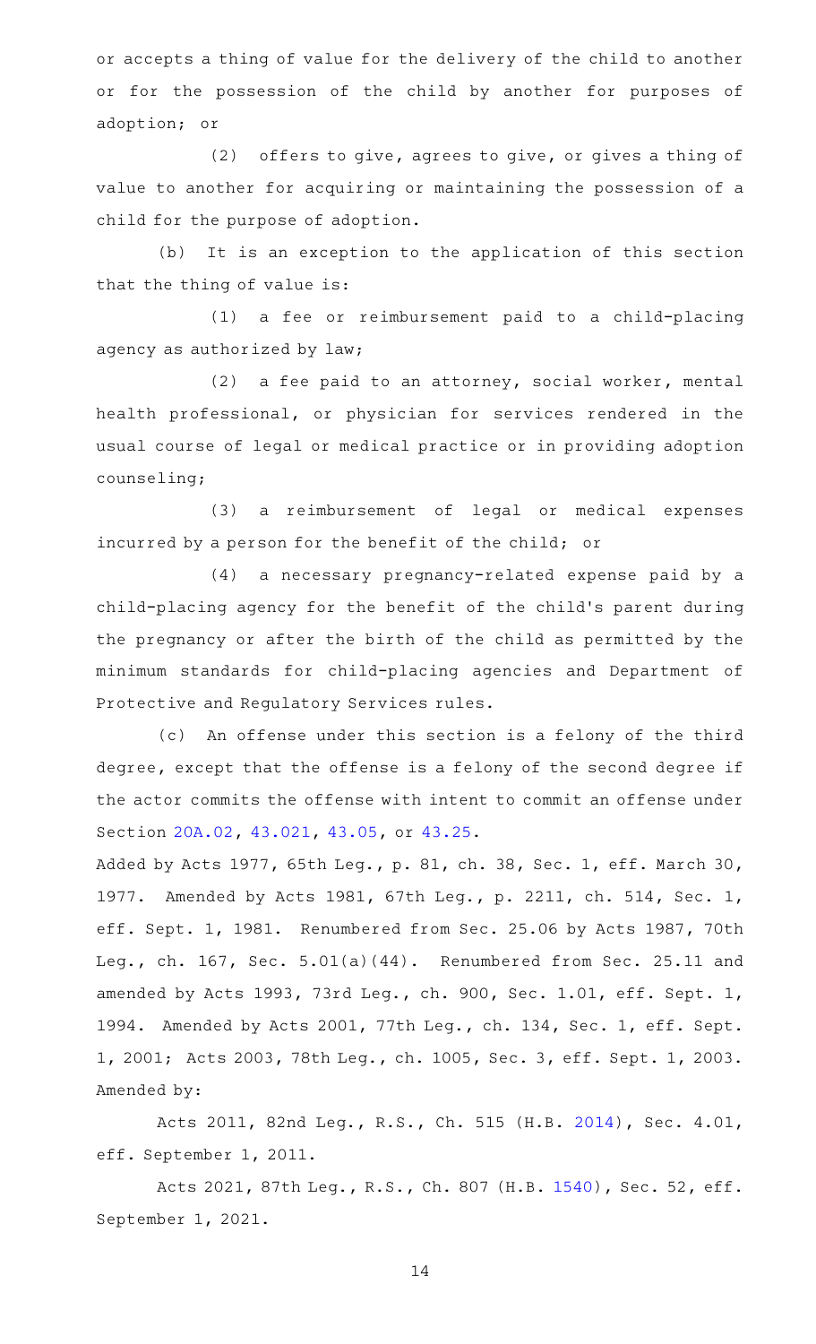or accepts a thing of value for the delivery of the child to another or for the possession of the child by another for purposes of adoption; or

(2) offers to give, agrees to give, or gives a thing of value to another for acquiring or maintaining the possession of a child for the purpose of adoption.

(b) It is an exception to the application of this section that the thing of value is:

(1) a fee or reimbursement paid to a child-placing agency as authorized by law;

(2) a fee paid to an attorney, social worker, mental health professional, or physician for services rendered in the usual course of legal or medical practice or in providing adoption counseling;

(3) a reimbursement of legal or medical expenses incurred by a person for the benefit of the child; or

(4) a necessary pregnancy-related expense paid by a child-placing agency for the benefit of the child's parent during the pregnancy or after the birth of the child as permitted by the minimum standards for child-placing agencies and Department of Protective and Regulatory Services rules.

(c) An offense under this section is a felony of the third degree, except that the offense is a felony of the second degree if the actor commits the offense with intent to commit an offense under Section 20A.02, 43.021, 43.05, or 43.25.

Added by Acts 1977, 65th Leg., p. 81, ch. 38, Sec. 1, eff. March 30, 1977. Amended by Acts 1981, 67th Leg., p. 2211, ch. 514, Sec. 1, eff. Sept. 1, 1981. Renumbered from Sec. 25.06 by Acts 1987, 70th Leg., ch. 167, Sec. 5.01(a)(44). Renumbered from Sec. 25.11 and amended by Acts 1993, 73rd Leg., ch. 900, Sec. 1.01, eff. Sept. 1, 1994. Amended by Acts 2001, 77th Leg., ch. 134, Sec. 1, eff. Sept. 1, 2001; Acts 2003, 78th Leg., ch. 1005, Sec. 3, eff. Sept. 1, 2003.

Amended by:

Acts 2011, 82nd Leg., R.S., Ch. 515 (H.B. 2014), Sec. 4.01, eff. September 1, 2011.

Acts 2021, 87th Leg., R.S., Ch. 807 (H.B. 1540), Sec. 52, eff. September 1, 2021.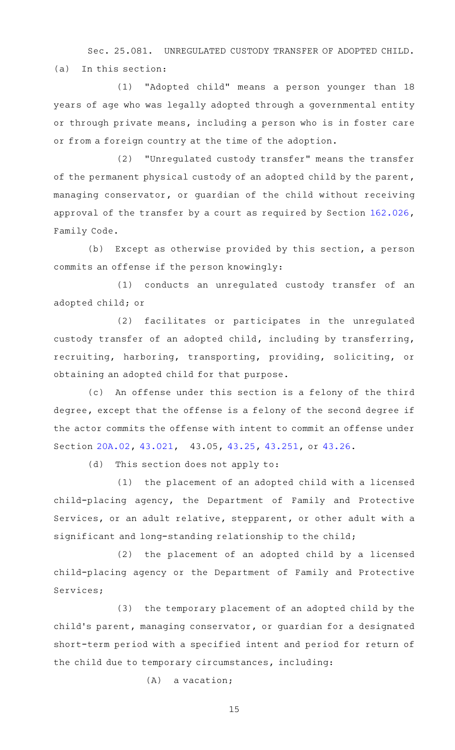Sec. 25.081. UNREGULATED CUSTODY TRANSFER OF ADOPTED CHILD.

(a) In this section:

(1) "Adopted child" means a person younger than 18 years of age who was legally adopted through a governmental entity or through private means, including a person who is in foster care or from a foreign country at the time of the adoption.

(2) "Unregulated custody transfer" means the transfer of the permanent physical custody of an adopted child by the parent, managing conservator, or guardian of the child without receiving approval of the transfer by a court as required by Section 162.026, Family Code.

(b) Except as otherwise provided by this section, a person commits an offense if the person knowingly:

(1) conducts an unregulated custody transfer of an adopted child; or

(2) facilitates or participates in the unregulated custody transfer of an adopted child, including by transferring, recruiting, harboring, transporting, providing, soliciting, or obtaining an adopted child for that purpose.

(c) An offense under this section is a felony of the third degree, except that the offense is a felony of the second degree if the actor commits the offense with intent to commit an offense under Section 20A.02, 43.021, 43.05, 43.25, 43.251, or 43.26.

(d) This section does not apply to:

(1) the placement of an adopted child with a licensed child-placing agency, the Department of Family and Protective Services, or an adult relative, stepparent, or other adult with a significant and long-standing relationship to the child;

(2) the placement of an adopted child by a licensed child-placing agency or the Department of Family and Protective Services;

(3) the temporary placement of an adopted child by the child's parent, managing conservator, or guardian for a designated short-term period with a specified intent and period for return of the child due to temporary circumstances, including:

(A) a vacation;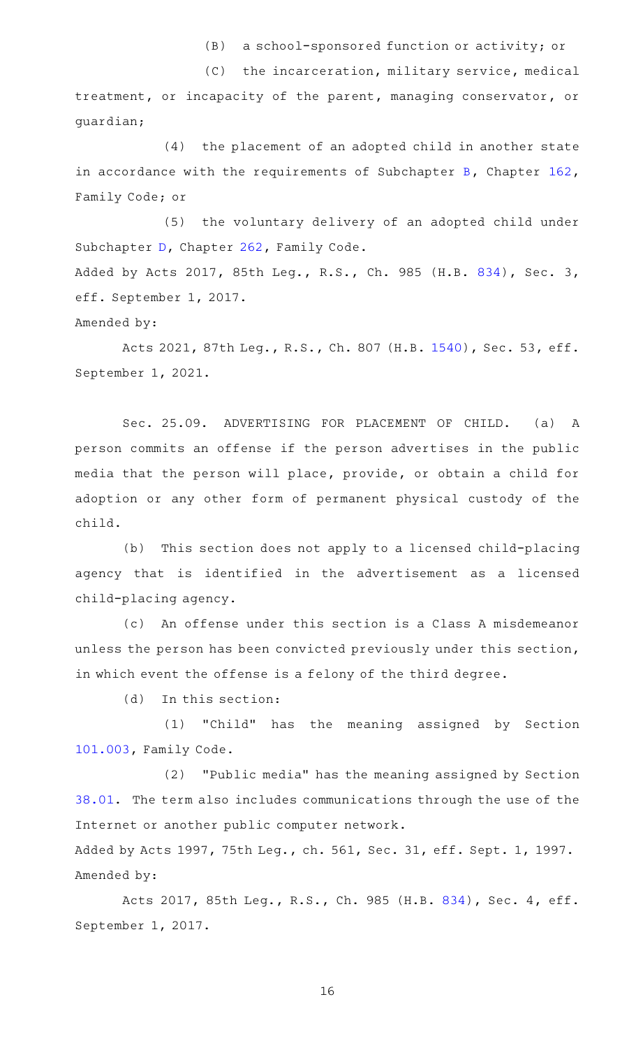(B) a school-sponsored function or activity; or

(C) the incarceration, military service, medical treatment, or incapacity of the parent, managing conservator, or guardian;

(4) the placement of an adopted child in another state in accordance with the requirements of Subchapter B, Chapter 162, Family Code; or

(5) the voluntary delivery of an adopted child under Subchapter D, Chapter 262, Family Code.

Added by Acts 2017, 85th Leg., R.S., Ch. 985 (H.B. 834), Sec. 3, eff. September 1, 2017.

Amended by:

Acts 2021, 87th Leg., R.S., Ch. 807 (H.B. 1540), Sec. 53, eff. September 1, 2021.

Sec. 25.09. ADVERTISING FOR PLACEMENT OF CHILD. (a) A person commits an offense if the person advertises in the public media that the person will place, provide, or obtain a child for adoption or any other form of permanent physical custody of the child.

(b) This section does not apply to a licensed child-placing agency that is identified in the advertisement as a licensed child-placing agency.

(c) An offense under this section is a Class A misdemeanor unless the person has been convicted previously under this section, in which event the offense is a felony of the third degree.

(d) In this section:

(1) "Child" has the meaning assigned by Section 101.003, Family Code.

(2) "Public media" has the meaning assigned by Section 38.01. The term also includes communications through the use of the Internet or another public computer network.

Added by Acts 1997, 75th Leg., ch. 561, Sec. 31, eff. Sept. 1, 1997.

Amended by:

Acts 2017, 85th Leg., R.S., Ch. 985 (H.B. 834), Sec. 4, eff. September 1, 2017.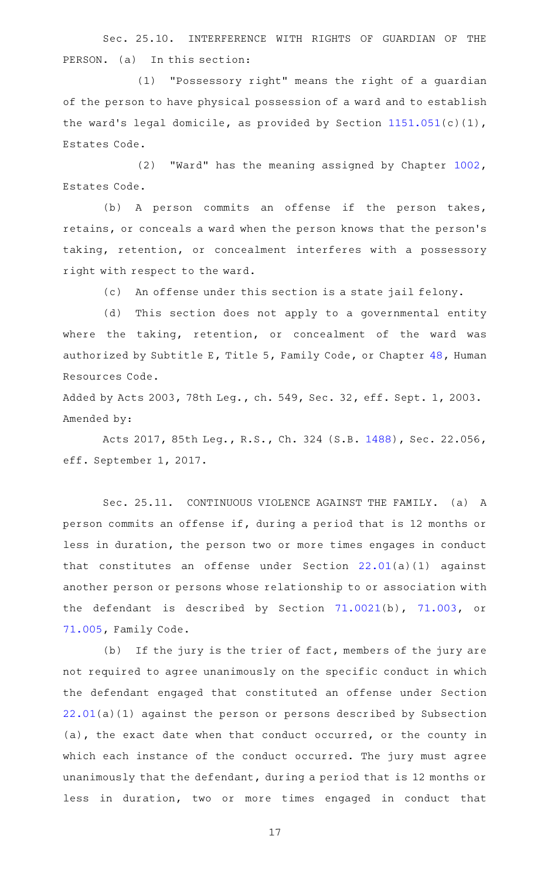Sec. 25.10. INTERFERENCE WITH RIGHTS OF GUARDIAN OF THE PERSON. (a) In this section:

(1) "Possessory right" means the right of a guardian of the person to have physical possession of a ward and to establish the ward's legal domicile, as provided by Section 1151.051(c)(1), Estates Code.

(2) "Ward" has the meaning assigned by Chapter 1002, Estates Code.

(b) A person commits an offense if the person takes, retains, or conceals a ward when the person knows that the person's taking, retention, or concealment interferes with a possessory right with respect to the ward.

(c) An offense under this section is a state jail felony.

(d) This section does not apply to a governmental entity where the taking, retention, or concealment of the ward was authorized by Subtitle E, Title 5, Family Code, or Chapter 48, Human Resources Code.

Added by Acts 2003, 78th Leg., ch. 549, Sec. 32, eff. Sept. 1, 2003.
Amended by:

Acts 2017, 85th Leg., R.S., Ch. 324 (S.B. 1488), Sec. 22.056, eff. September 1, 2017.

Sec. 25.11. CONTINUOUS VIOLENCE AGAINST THE FAMILY. (a) A person commits an offense if, during a period that is 12 months or less in duration, the person two or more times engages in conduct that constitutes an offense under Section 22.01(a)(1) against another person or persons whose relationship to or association with the defendant is described by Section 71.0021(b), 71.003, or 71.005, Family Code.

(b) If the jury is the trier of fact, members of the jury are not required to agree unanimously on the specific conduct in which the defendant engaged that constituted an offense under Section 22.01(a)(1) against the person or persons described by Subsection (a), the exact date when that conduct occurred, or the county in which each instance of the conduct occurred. The jury must agree unanimously that the defendant, during a period that is 12 months or less in duration, two or more times engaged in conduct that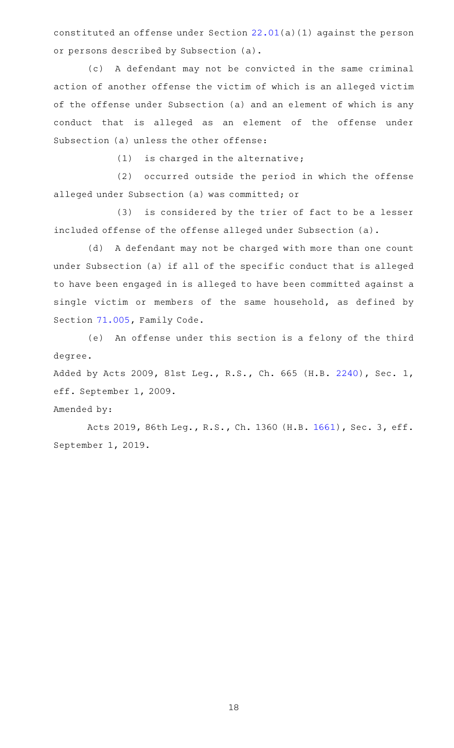constituted an offense under Section 22.01(a)(1) against the person or persons described by Subsection (a).

(c) A defendant may not be convicted in the same criminal action of another offense the victim of which is an alleged victim of the offense under Subsection (a) and an element of which is any conduct that is alleged as an element of the offense under Subsection (a) unless the other offense:

(1) is charged in the alternative;

(2) occurred outside the period in which the offense alleged under Subsection (a) was committed; or

(3) is considered by the trier of fact to be a lesser included offense of the offense alleged under Subsection (a).

(d) A defendant may not be charged with more than one count under Subsection (a) if all of the specific conduct that is alleged to have been engaged in is alleged to have been committed against a single victim or members of the same household, as defined by Section 71.005, Family Code.

(e) An offense under this section is a felony of the third degree.

Added by Acts 2009, 81st Leg., R.S., Ch. 665 (H.B. 2240), Sec. 1, eff. September 1, 2009.

Amended by:

Acts 2019, 86th Leg., R.S., Ch. 1360 (H.B. 1661), Sec. 3, eff. September 1, 2019.